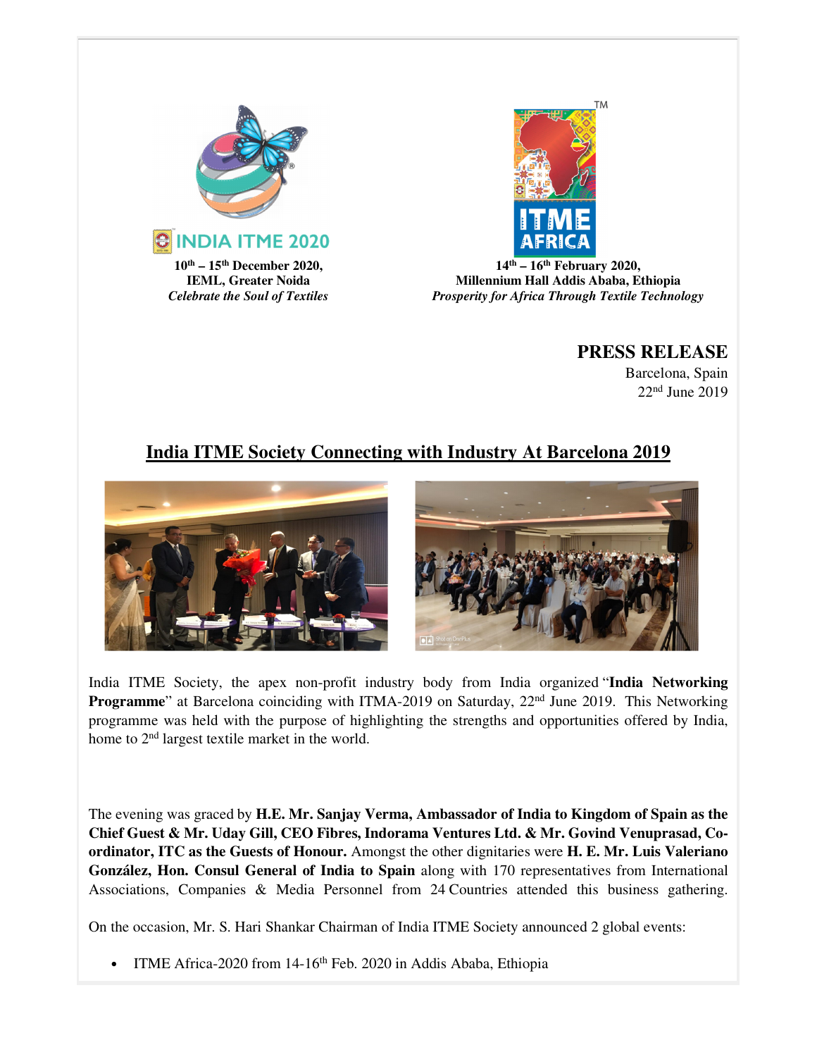INDIA ITME 2020

10th – 15th December 2020,
IEML, Greater Noida
*Celebrate the Soul of Textiles*

ITME AFRICA

14th – 16th February 2020,
Millennium Hall Addis Ababa, Ethiopia
*Prosperity for Africa Through Textile Technology*

**PRESS RELEASE**
Barcelona, Spain
22nd June 2019

## India ITME Society Connecting with Industry At Barcelona 2019

India ITME Society, the apex non-profit industry body from India organized "**India Networking Programme**" at Barcelona coinciding with ITMA-2019 on Saturday, 22nd June 2019. This Networking programme was held with the purpose of highlighting the strengths and opportunities offered by India, home to 2nd largest textile market in the world.

The evening was graced by **H.E. Mr. Sanjay Verma, Ambassador of India to Kingdom of Spain as the Chief Guest & Mr. Uday Gill, CEO Fibres, Indorama Ventures Ltd. & Mr. Govind Venuprasad, Co-ordinator, ITC as the Guests of Honour.** Amongst the other dignitaries were **H. E. Mr. Luis Valeriano González, Hon. Consul General of India to Spain** along with 170 representatives from International Associations, Companies & Media Personnel from 24 Countries attended this business gathering.

On the occasion, Mr. S. Hari Shankar Chairman of India ITME Society announced 2 global events:

- ITME Africa-2020 from 14-16th Feb. 2020 in Addis Ababa, Ethiopia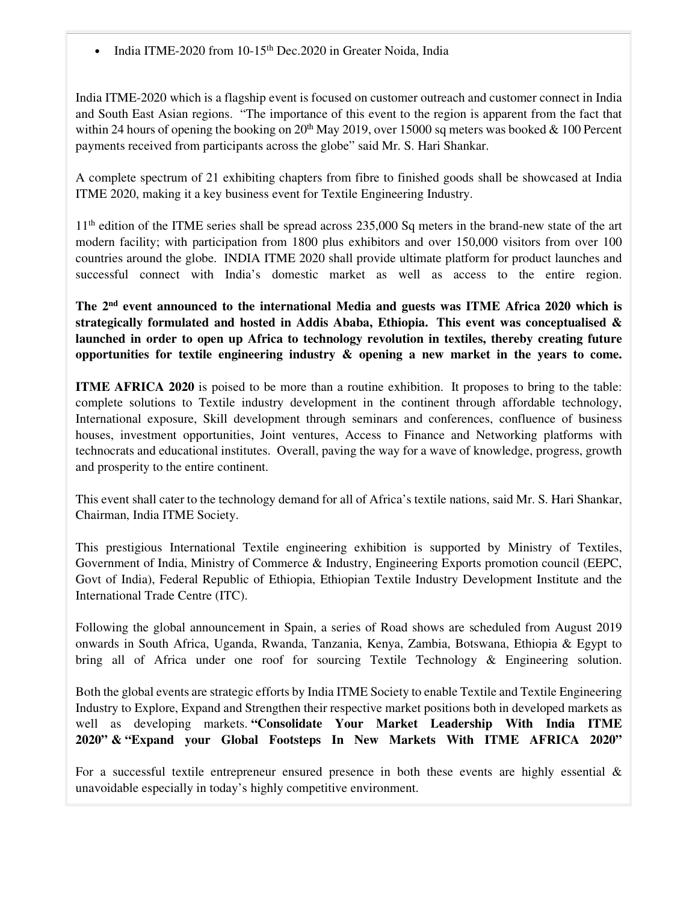- India ITME-2020 from 10-15th Dec.2020 in Greater Noida, India

India ITME-2020 which is a flagship event is focused on customer outreach and customer connect in India and South East Asian regions. "The importance of this event to the region is apparent from the fact that within 24 hours of opening the booking on 20th May 2019, over 15000 sq meters was booked & 100 Percent payments received from participants across the globe" said Mr. S. Hari Shankar.

A complete spectrum of 21 exhibiting chapters from fibre to finished goods shall be showcased at India ITME 2020, making it a key business event for Textile Engineering Industry.

11th edition of the ITME series shall be spread across 235,000 Sq meters in the brand-new state of the art modern facility; with participation from 1800 plus exhibitors and over 150,000 visitors from over 100 countries around the globe. INDIA ITME 2020 shall provide ultimate platform for product launches and successful connect with India's domestic market as well as access to the entire region.

**The 2nd event announced to the international Media and guests was ITME Africa 2020 which is strategically formulated and hosted in Addis Ababa, Ethiopia. This event was conceptualised & launched in order to open up Africa to technology revolution in textiles, thereby creating future opportunities for textile engineering industry & opening a new market in the years to come.**

**ITME AFRICA 2020** is poised to be more than a routine exhibition. It proposes to bring to the table: complete solutions to Textile industry development in the continent through affordable technology, International exposure, Skill development through seminars and conferences, confluence of business houses, investment opportunities, Joint ventures, Access to Finance and Networking platforms with technocrats and educational institutes. Overall, paving the way for a wave of knowledge, progress, growth and prosperity to the entire continent.

This event shall cater to the technology demand for all of Africa's textile nations, said Mr. S. Hari Shankar, Chairman, India ITME Society.

This prestigious International Textile engineering exhibition is supported by Ministry of Textiles, Government of India, Ministry of Commerce & Industry, Engineering Exports promotion council (EEPC, Govt of India), Federal Republic of Ethiopia, Ethiopian Textile Industry Development Institute and the International Trade Centre (ITC).

Following the global announcement in Spain, a series of Road shows are scheduled from August 2019 onwards in South Africa, Uganda, Rwanda, Tanzania, Kenya, Zambia, Botswana, Ethiopia & Egypt to bring all of Africa under one roof for sourcing Textile Technology & Engineering solution.

Both the global events are strategic efforts by India ITME Society to enable Textile and Textile Engineering Industry to Explore, Expand and Strengthen their respective market positions both in developed markets as well as developing markets. **"Consolidate Your Market Leadership With India ITME 2020" & "Expand your Global Footsteps In New Markets With ITME AFRICA 2020"**

For a successful textile entrepreneur ensured presence in both these events are highly essential & unavoidable especially in today's highly competitive environment.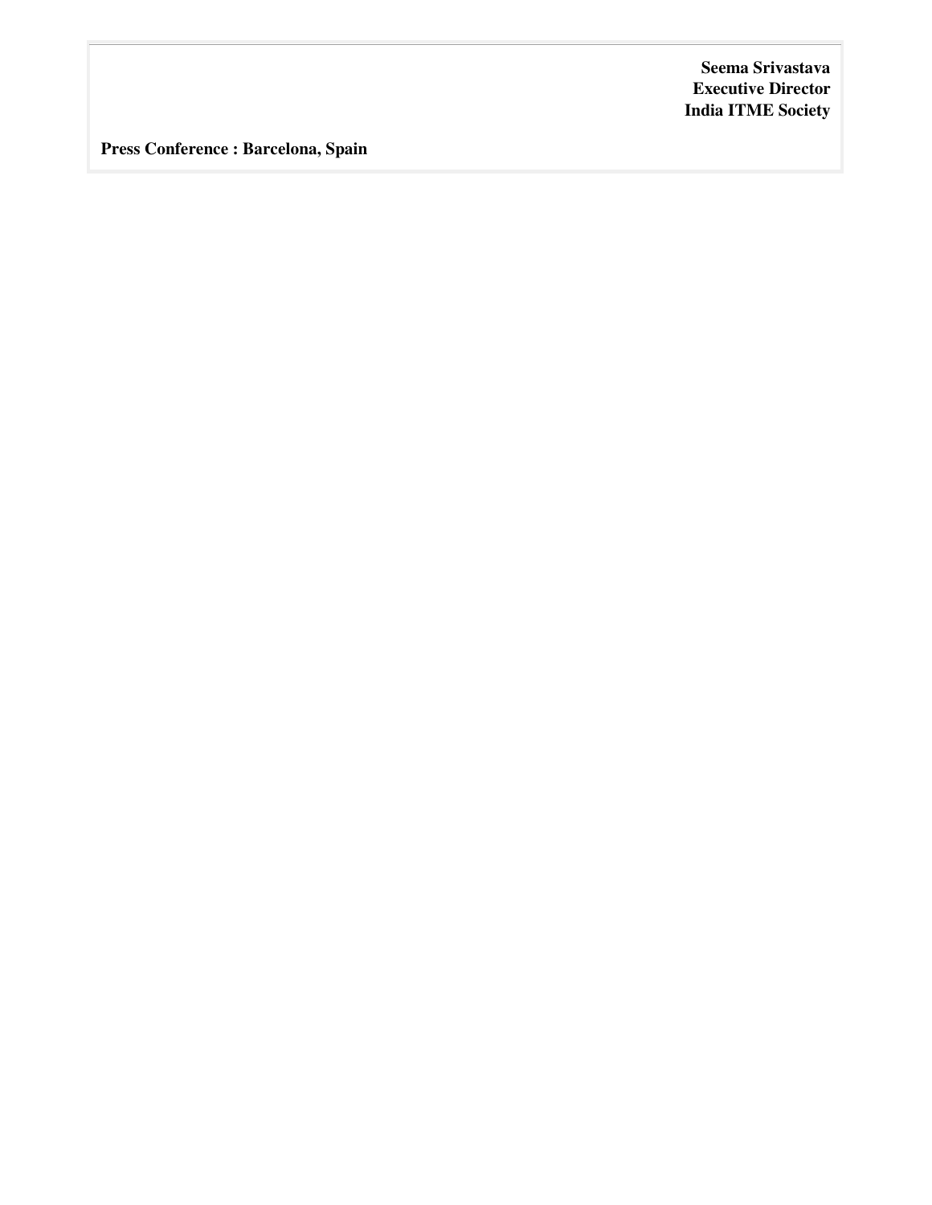**Seema Srivastava**
**Executive Director**
**India ITME Society**

**Press Conference : Barcelona, Spain**